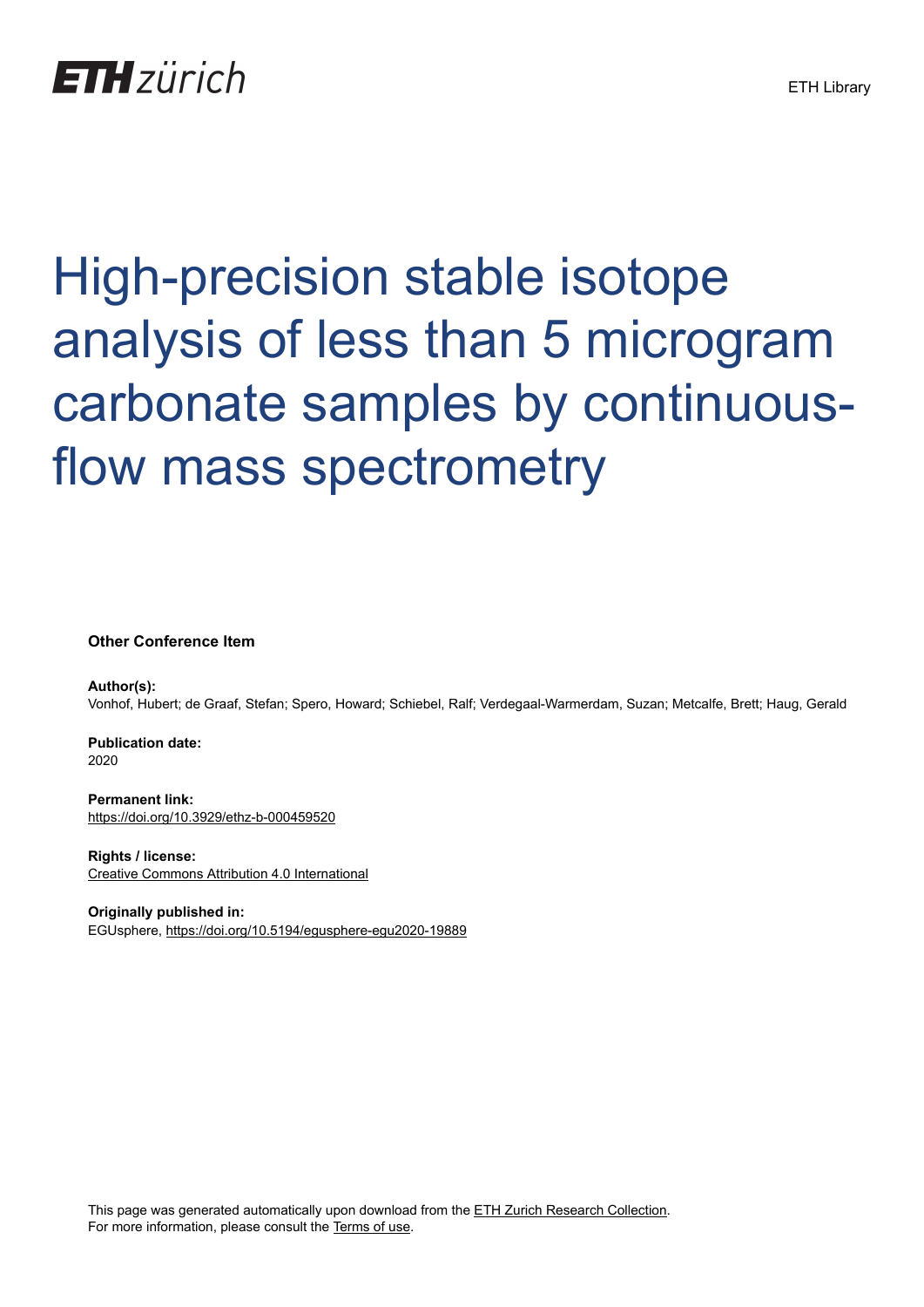ETH zürich

ETH Library

# High-precision stable isotope analysis of less than 5 microgram carbonate samples by continuous-flow mass spectrometry

**Other Conference Item**

**Author(s):**
Vonhof, Hubert; de Graaf, Stefan; Spero, Howard; Schiebel, Ralf; Verdegaal-Warmerdam, Suzan; Metcalfe, Brett; Haug, Gerald

**Publication date:**
2020

**Permanent link:**
https://doi.org/10.3929/ethz-b-000459520

**Rights / license:**
Creative Commons Attribution 4.0 International

**Originally published in:**
EGUsphere, https://doi.org/10.5194/egusphere-egu2020-19889

This page was generated automatically upon download from the ETH Zurich Research Collection.
For more information, please consult the Terms of use.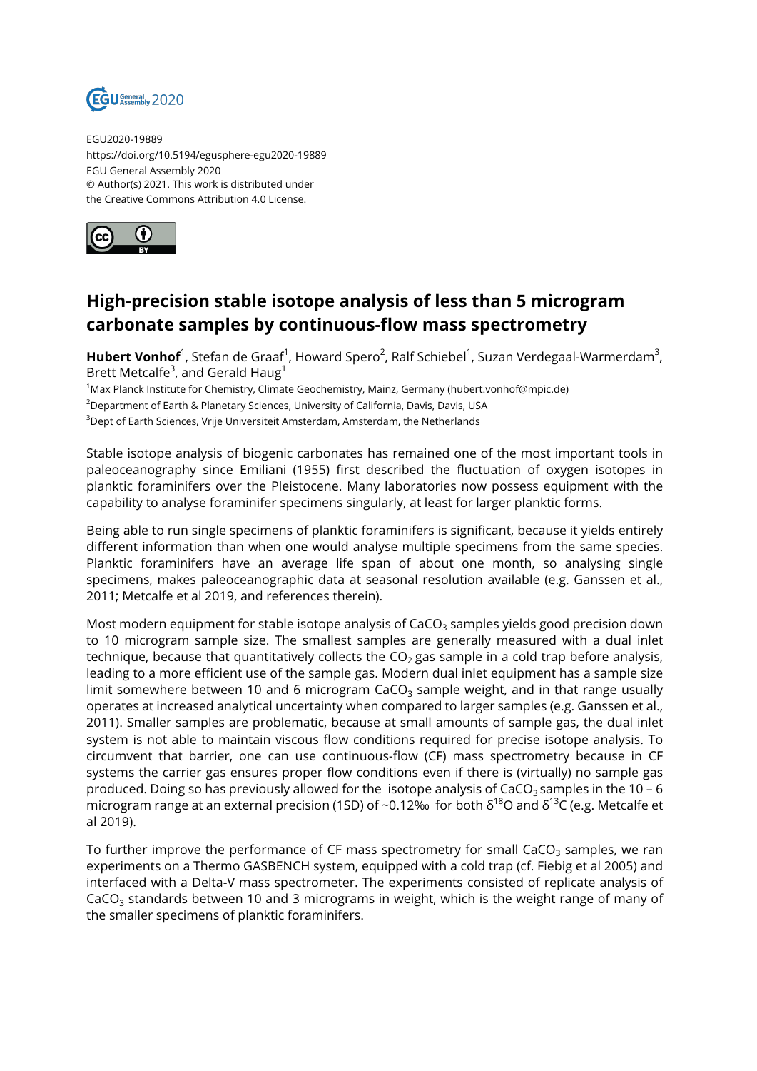EGU2020-19889
https://doi.org/10.5194/egusphere-egu2020-19889
EGU General Assembly 2020
© Author(s) 2021. This work is distributed under
the Creative Commons Attribution 4.0 License.

# High-precision stable isotope analysis of less than 5 microgram carbonate samples by continuous-flow mass spectrometry

**Hubert Vonhof**[1], Stefan de Graaf[1], Howard Spero[2], Ralf Schiebel[1], Suzan Verdegaal-Warmerdam[3], Brett Metcalfe[3], and Gerald Haug[1]

[1]Max Planck Institute for Chemistry, Climate Geochemistry, Mainz, Germany (hubert.vonhof@mpic.de)
[2]Department of Earth & Planetary Sciences, University of California, Davis, Davis, USA
[3]Dept of Earth Sciences, Vrije Universiteit Amsterdam, Amsterdam, the Netherlands

Stable isotope analysis of biogenic carbonates has remained one of the most important tools in paleoceanography since Emiliani (1955) first described the fluctuation of oxygen isotopes in planktic foraminifers over the Pleistocene. Many laboratories now possess equipment with the capability to analyse foraminifer specimens singularly, at least for larger planktic forms.

Being able to run single specimens of planktic foraminifers is significant, because it yields entirely different information than when one would analyse multiple specimens from the same species. Planktic foraminifers have an average life span of about one month, so analysing single specimens, makes paleoceanographic data at seasonal resolution available (e.g. Ganssen et al., 2011; Metcalfe et al 2019, and references therein).

Most modern equipment for stable isotope analysis of $CaCO_3$ samples yields good precision down to 10 microgram sample size. The smallest samples are generally measured with a dual inlet technique, because that quantitatively collects the $CO_2$ gas sample in a cold trap before analysis, leading to a more efficient use of the sample gas. Modern dual inlet equipment has a sample size limit somewhere between 10 and 6 microgram $CaCO_3$ sample weight, and in that range usually operates at increased analytical uncertainty when compared to larger samples (e.g. Ganssen et al., 2011). Smaller samples are problematic, because at small amounts of sample gas, the dual inlet system is not able to maintain viscous flow conditions required for precise isotope analysis. To circumvent that barrier, one can use continuous-flow (CF) mass spectrometry because in CF systems the carrier gas ensures proper flow conditions even if there is (virtually) no sample gas produced. Doing so has previously allowed for the isotope analysis of $CaCO_3$ samples in the 10 – 6 microgram range at an external precision (1SD) of ~0.12‰ for both $\delta^{18}O$ and $\delta^{13}C$ (e.g. Metcalfe et al 2019).

To further improve the performance of CF mass spectrometry for small $CaCO_3$ samples, we ran experiments on a Thermo GASBENCH system, equipped with a cold trap (cf. Fiebig et al 2005) and interfaced with a Delta-V mass spectrometer. The experiments consisted of replicate analysis of $CaCO_3$ standards between 10 and 3 micrograms in weight, which is the weight range of many of the smaller specimens of planktic foraminifers.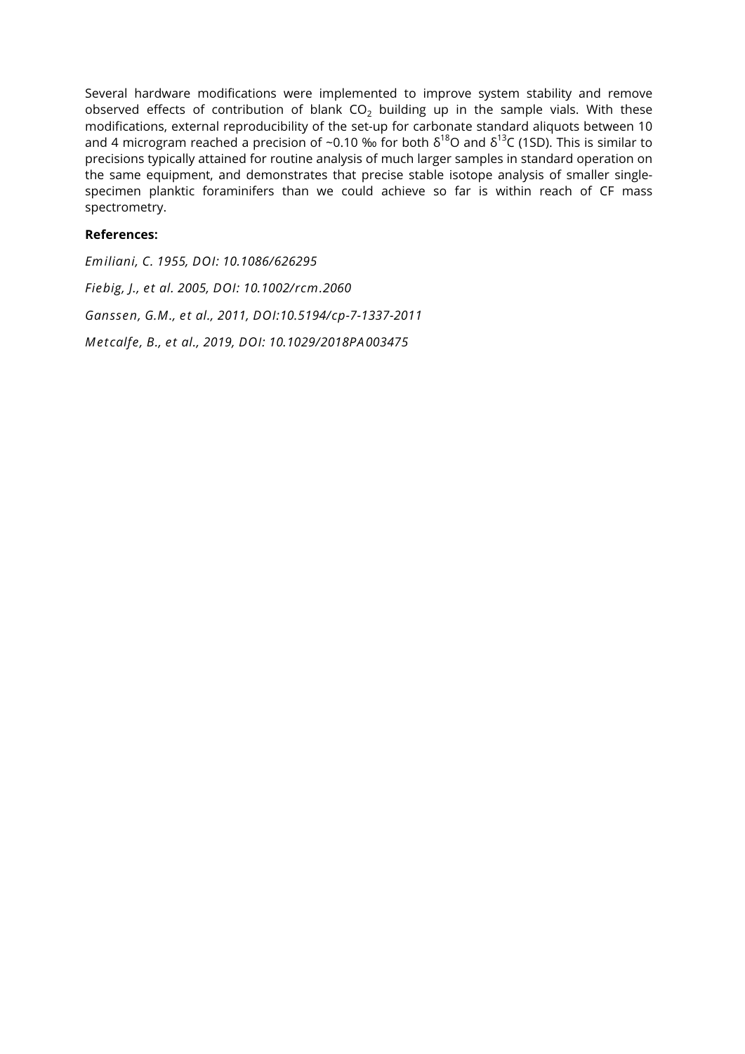Several hardware modifications were implemented to improve system stability and remove observed effects of contribution of blank $CO_2$ building up in the sample vials. With these modifications, external reproducibility of the set-up for carbonate standard aliquots between 10 and 4 microgram reached a precision of ~0.10 ‰ for both $\delta^{18}O$ and $\delta^{13}C$ (1SD). This is similar to precisions typically attained for routine analysis of much larger samples in standard operation on the same equipment, and demonstrates that precise stable isotope analysis of smaller single-specimen planktic foraminifers than we could achieve so far is within reach of CF mass spectrometry.

**References:**

*Emiliani, C. 1955, DOI: 10.1086/626295*

*Fiebig, J., et al. 2005, DOI: 10.1002/rcm.2060*

*Ganssen, G.M., et al., 2011, DOI:10.5194/cp-7-1337-2011*

*Metcalfe, B., et al., 2019, DOI: 10.1029/2018PA003475*